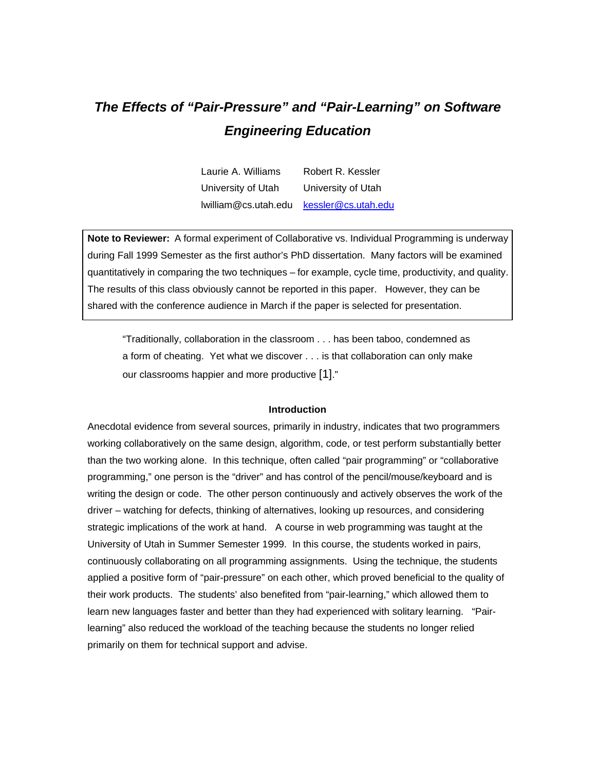# *The Effects of "Pair-Pressure" and "Pair-Learning" on Software Engineering Education*

| Laurie A. Williams | Robert R. Kessler |
|---|---|
| University of Utah | University of Utah |
| lwilliam@cs.utah.edu | kessler@cs.utah.edu |

**Note to Reviewer:** A formal experiment of Collaborative vs. Individual Programming is underway during Fall 1999 Semester as the first author's PhD dissertation. Many factors will be examined quantitatively in comparing the two techniques – for example, cycle time, productivity, and quality. The results of this class obviously cannot be reported in this paper. However, they can be shared with the conference audience in March if the paper is selected for presentation.

> "Traditionally, collaboration in the classroom . . . has been taboo, condemned as a form of cheating. Yet what we discover . . . is that collaboration can only make our classrooms happier and more productive [1]."

## Introduction

Anecdotal evidence from several sources, primarily in industry, indicates that two programmers working collaboratively on the same design, algorithm, code, or test perform substantially better than the two working alone. In this technique, often called "pair programming" or "collaborative programming," one person is the "driver" and has control of the pencil/mouse/keyboard and is writing the design or code. The other person continuously and actively observes the work of the driver – watching for defects, thinking of alternatives, looking up resources, and considering strategic implications of the work at hand. A course in web programming was taught at the University of Utah in Summer Semester 1999. In this course, the students worked in pairs, continuously collaborating on all programming assignments. Using the technique, the students applied a positive form of "pair-pressure" on each other, which proved beneficial to the quality of their work products. The students' also benefited from "pair-learning," which allowed them to learn new languages faster and better than they had experienced with solitary learning. "Pair-learning" also reduced the workload of the teaching because the students no longer relied primarily on them for technical support and advise.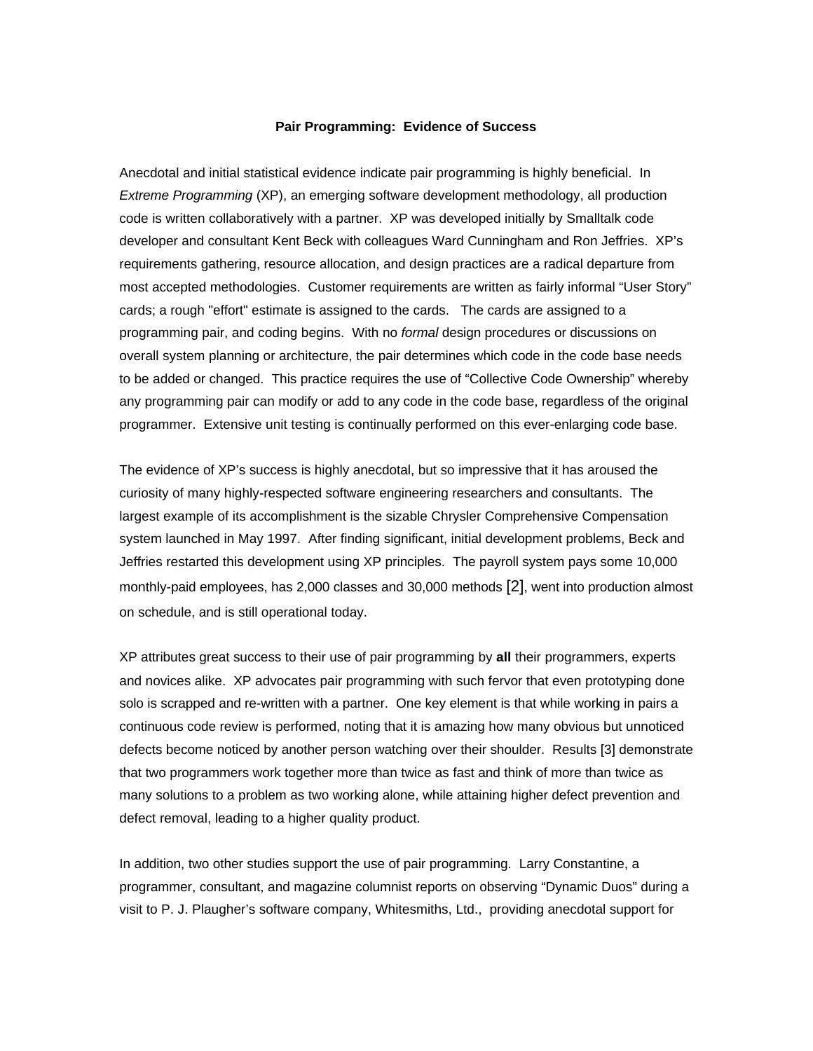## Pair Programming: Evidence of Success

Anecdotal and initial statistical evidence indicate pair programming is highly beneficial. In *Extreme Programming* (XP), an emerging software development methodology, all production code is written collaboratively with a partner. XP was developed initially by Smalltalk code developer and consultant Kent Beck with colleagues Ward Cunningham and Ron Jeffries. XP's requirements gathering, resource allocation, and design practices are a radical departure from most accepted methodologies. Customer requirements are written as fairly informal "User Story" cards; a rough "effort" estimate is assigned to the cards. The cards are assigned to a programming pair, and coding begins. With no *formal* design procedures or discussions on overall system planning or architecture, the pair determines which code in the code base needs to be added or changed. This practice requires the use of "Collective Code Ownership" whereby any programming pair can modify or add to any code in the code base, regardless of the original programmer. Extensive unit testing is continually performed on this ever-enlarging code base.

The evidence of XP's success is highly anecdotal, but so impressive that it has aroused the curiosity of many highly-respected software engineering researchers and consultants. The largest example of its accomplishment is the sizable Chrysler Comprehensive Compensation system launched in May 1997. After finding significant, initial development problems, Beck and Jeffries restarted this development using XP principles. The payroll system pays some 10,000 monthly-paid employees, has 2,000 classes and 30,000 methods [2], went into production almost on schedule, and is still operational today.

XP attributes great success to their use of pair programming by **all** their programmers, experts and novices alike. XP advocates pair programming with such fervor that even prototyping done solo is scrapped and re-written with a partner. One key element is that while working in pairs a continuous code review is performed, noting that it is amazing how many obvious but unnoticed defects become noticed by another person watching over their shoulder. Results [3] demonstrate that two programmers work together more than twice as fast and think of more than twice as many solutions to a problem as two working alone, while attaining higher defect prevention and defect removal, leading to a higher quality product.

In addition, two other studies support the use of pair programming. Larry Constantine, a programmer, consultant, and magazine columnist reports on observing "Dynamic Duos" during a visit to P. J. Plaugher's software company, Whitesmiths, Ltd., providing anecdotal support for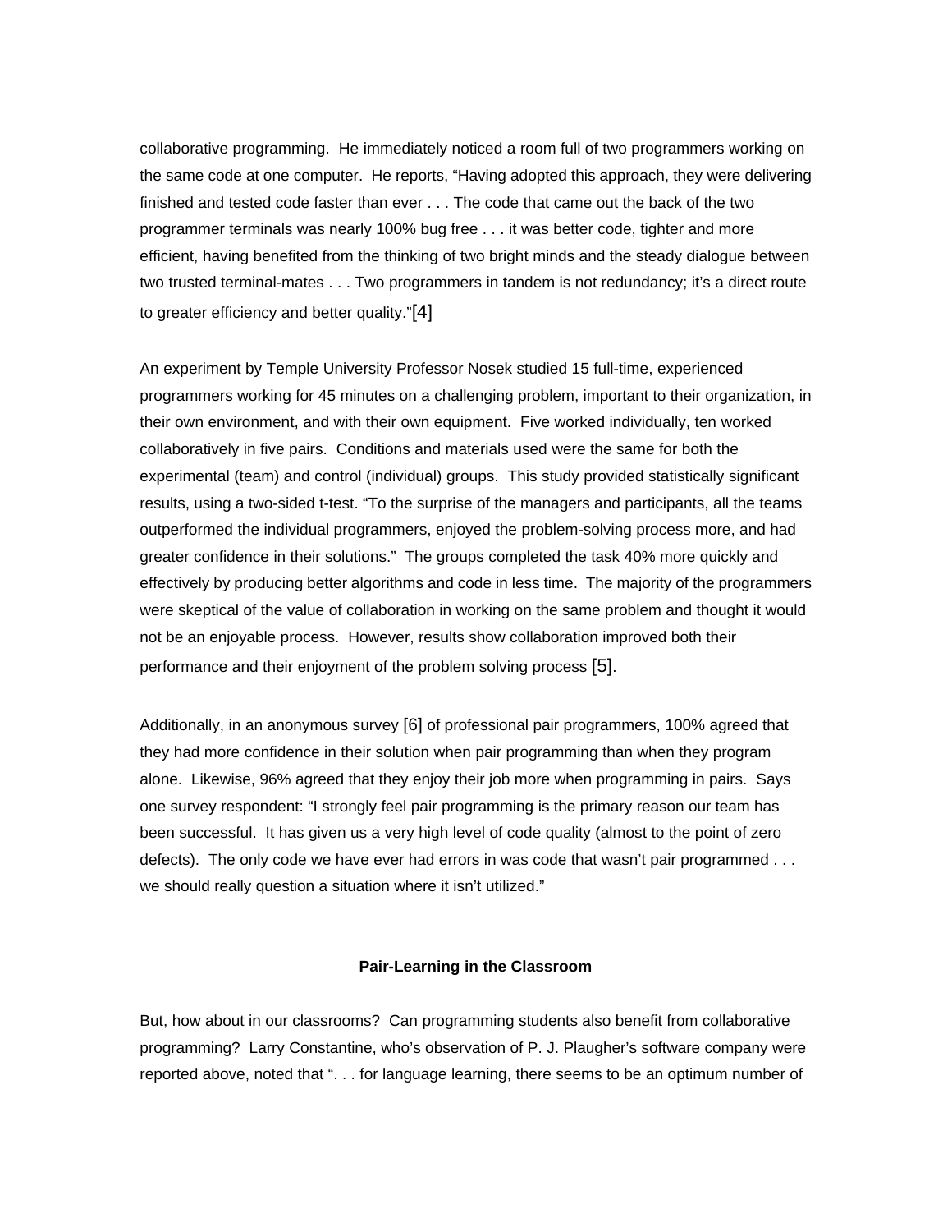collaborative programming. He immediately noticed a room full of two programmers working on the same code at one computer. He reports, "Having adopted this approach, they were delivering finished and tested code faster than ever . . . The code that came out the back of the two programmer terminals was nearly 100% bug free . . . it was better code, tighter and more efficient, having benefited from the thinking of two bright minds and the steady dialogue between two trusted terminal-mates . . . Two programmers in tandem is not redundancy; it's a direct route to greater efficiency and better quality."[4]

An experiment by Temple University Professor Nosek studied 15 full-time, experienced programmers working for 45 minutes on a challenging problem, important to their organization, in their own environment, and with their own equipment. Five worked individually, ten worked collaboratively in five pairs. Conditions and materials used were the same for both the experimental (team) and control (individual) groups. This study provided statistically significant results, using a two-sided t-test. "To the surprise of the managers and participants, all the teams outperformed the individual programmers, enjoyed the problem-solving process more, and had greater confidence in their solutions." The groups completed the task 40% more quickly and effectively by producing better algorithms and code in less time. The majority of the programmers were skeptical of the value of collaboration in working on the same problem and thought it would not be an enjoyable process. However, results show collaboration improved both their performance and their enjoyment of the problem solving process [5].

Additionally, in an anonymous survey [6] of professional pair programmers, 100% agreed that they had more confidence in their solution when pair programming than when they program alone. Likewise, 96% agreed that they enjoy their job more when programming in pairs. Says one survey respondent: "I strongly feel pair programming is the primary reason our team has been successful. It has given us a very high level of code quality (almost to the point of zero defects). The only code we have ever had errors in was code that wasn't pair programmed . . . we should really question a situation where it isn't utilized."

## Pair-Learning in the Classroom

But, how about in our classrooms? Can programming students also benefit from collaborative programming? Larry Constantine, who's observation of P. J. Plaugher's software company were reported above, noted that ". . . for language learning, there seems to be an optimum number of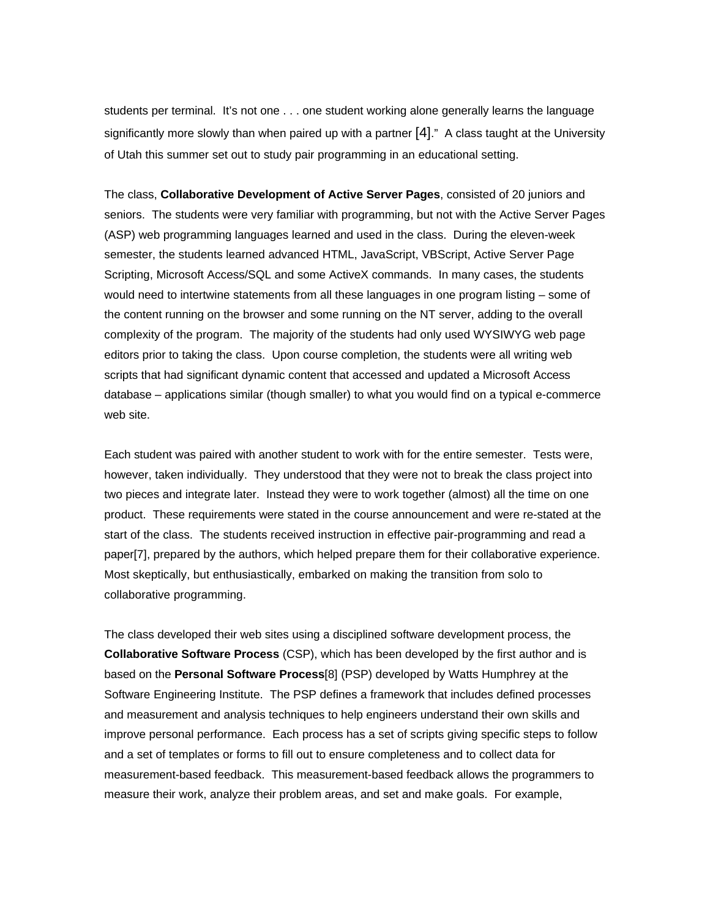students per terminal. It's not one . . . one student working alone generally learns the language significantly more slowly than when paired up with a partner [4]." A class taught at the University of Utah this summer set out to study pair programming in an educational setting.

The class, **Collaborative Development of Active Server Pages**, consisted of 20 juniors and seniors. The students were very familiar with programming, but not with the Active Server Pages (ASP) web programming languages learned and used in the class. During the eleven-week semester, the students learned advanced HTML, JavaScript, VBScript, Active Server Page Scripting, Microsoft Access/SQL and some ActiveX commands. In many cases, the students would need to intertwine statements from all these languages in one program listing – some of the content running on the browser and some running on the NT server, adding to the overall complexity of the program. The majority of the students had only used WYSIWYG web page editors prior to taking the class. Upon course completion, the students were all writing web scripts that had significant dynamic content that accessed and updated a Microsoft Access database – applications similar (though smaller) to what you would find on a typical e-commerce web site.

Each student was paired with another student to work with for the entire semester. Tests were, however, taken individually. They understood that they were not to break the class project into two pieces and integrate later. Instead they were to work together (almost) all the time on one product. These requirements were stated in the course announcement and were re-stated at the start of the class. The students received instruction in effective pair-programming and read a paper[7], prepared by the authors, which helped prepare them for their collaborative experience. Most skeptically, but enthusiastically, embarked on making the transition from solo to collaborative programming.

The class developed their web sites using a disciplined software development process, the **Collaborative Software Process** (CSP), which has been developed by the first author and is based on the **Personal Software Process**[8] (PSP) developed by Watts Humphrey at the Software Engineering Institute. The PSP defines a framework that includes defined processes and measurement and analysis techniques to help engineers understand their own skills and improve personal performance. Each process has a set of scripts giving specific steps to follow and a set of templates or forms to fill out to ensure completeness and to collect data for measurement-based feedback. This measurement-based feedback allows the programmers to measure their work, analyze their problem areas, and set and make goals. For example,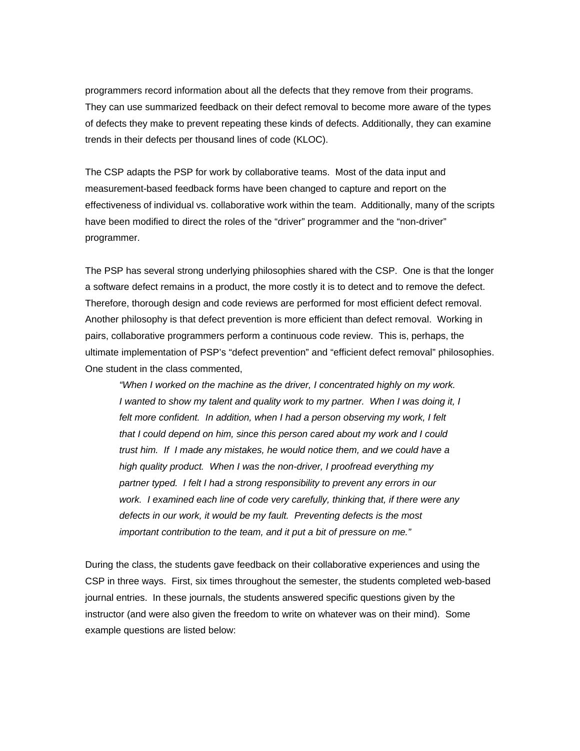programmers record information about all the defects that they remove from their programs. They can use summarized feedback on their defect removal to become more aware of the types of defects they make to prevent repeating these kinds of defects. Additionally, they can examine trends in their defects per thousand lines of code (KLOC).

The CSP adapts the PSP for work by collaborative teams. Most of the data input and measurement-based feedback forms have been changed to capture and report on the effectiveness of individual vs. collaborative work within the team. Additionally, many of the scripts have been modified to direct the roles of the “driver” programmer and the “non-driver” programmer.

The PSP has several strong underlying philosophies shared with the CSP. One is that the longer a software defect remains in a product, the more costly it is to detect and to remove the defect. Therefore, thorough design and code reviews are performed for most efficient defect removal. Another philosophy is that defect prevention is more efficient than defect removal. Working in pairs, collaborative programmers perform a continuous code review. This is, perhaps, the ultimate implementation of PSP’s “defect prevention” and “efficient defect removal” philosophies. One student in the class commented,

> *“When I worked on the machine as the driver, I concentrated highly on my work. I wanted to show my talent and quality work to my partner. When I was doing it, I felt more confident. In addition, when I had a person observing my work, I felt that I could depend on him, since this person cared about my work and I could trust him. If I made any mistakes, he would notice them, and we could have a high quality product. When I was the non-driver, I proofread everything my partner typed. I felt I had a strong responsibility to prevent any errors in our work. I examined each line of code very carefully, thinking that, if there were any defects in our work, it would be my fault. Preventing defects is the most important contribution to the team, and it put a bit of pressure on me.”*

During the class, the students gave feedback on their collaborative experiences and using the CSP in three ways. First, six times throughout the semester, the students completed web-based journal entries. In these journals, the students answered specific questions given by the instructor (and were also given the freedom to write on whatever was on their mind). Some example questions are listed below: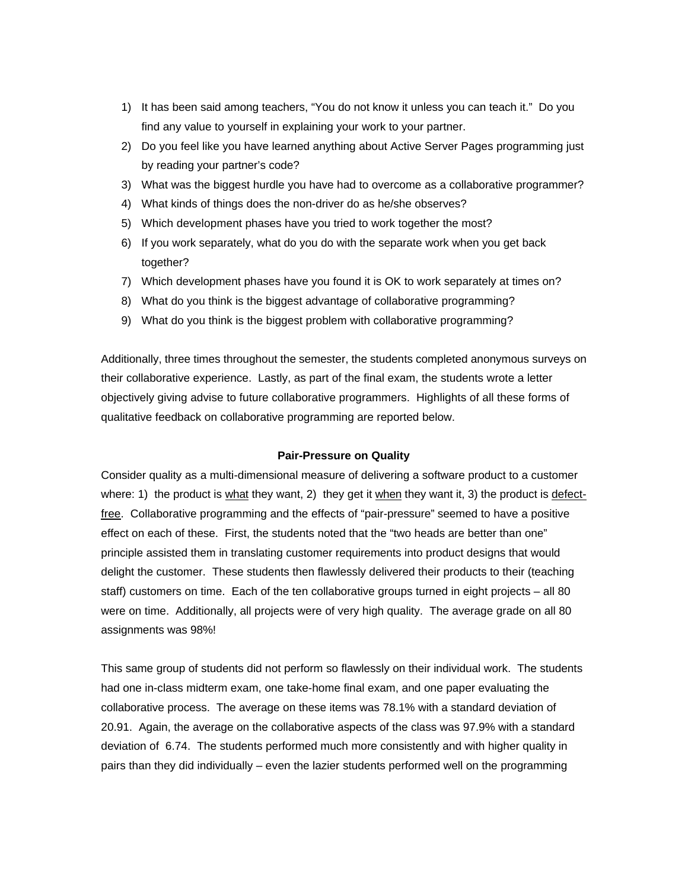1) It has been said among teachers, "You do not know it unless you can teach it." Do you find any value to yourself in explaining your work to your partner.
2) Do you feel like you have learned anything about Active Server Pages programming just by reading your partner's code?
3) What was the biggest hurdle you have had to overcome as a collaborative programmer?
4) What kinds of things does the non-driver do as he/she observes?
5) Which development phases have you tried to work together the most?
6) If you work separately, what do you do with the separate work when you get back together?
7) Which development phases have you found it is OK to work separately at times on?
8) What do you think is the biggest advantage of collaborative programming?
9) What do you think is the biggest problem with collaborative programming?

Additionally, three times throughout the semester, the students completed anonymous surveys on their collaborative experience. Lastly, as part of the final exam, the students wrote a letter objectively giving advise to future collaborative programmers. Highlights of all these forms of qualitative feedback on collaborative programming are reported below.

### Pair-Pressure on Quality

Consider quality as a multi-dimensional measure of delivering a software product to a customer where: 1) the product is <u>what</u> they want, 2) they get it <u>when</u> they want it, 3) the product is <u>defect-free</u>. Collaborative programming and the effects of "pair-pressure" seemed to have a positive effect on each of these. First, the students noted that the "two heads are better than one" principle assisted them in translating customer requirements into product designs that would delight the customer. These students then flawlessly delivered their products to their (teaching staff) customers on time. Each of the ten collaborative groups turned in eight projects – all 80 were on time. Additionally, all projects were of very high quality. The average grade on all 80 assignments was 98%!

This same group of students did not perform so flawlessly on their individual work. The students had one in-class midterm exam, one take-home final exam, and one paper evaluating the collaborative process. The average on these items was 78.1% with a standard deviation of 20.91. Again, the average on the collaborative aspects of the class was 97.9% with a standard deviation of 6.74. The students performed much more consistently and with higher quality in pairs than they did individually – even the lazier students performed well on the programming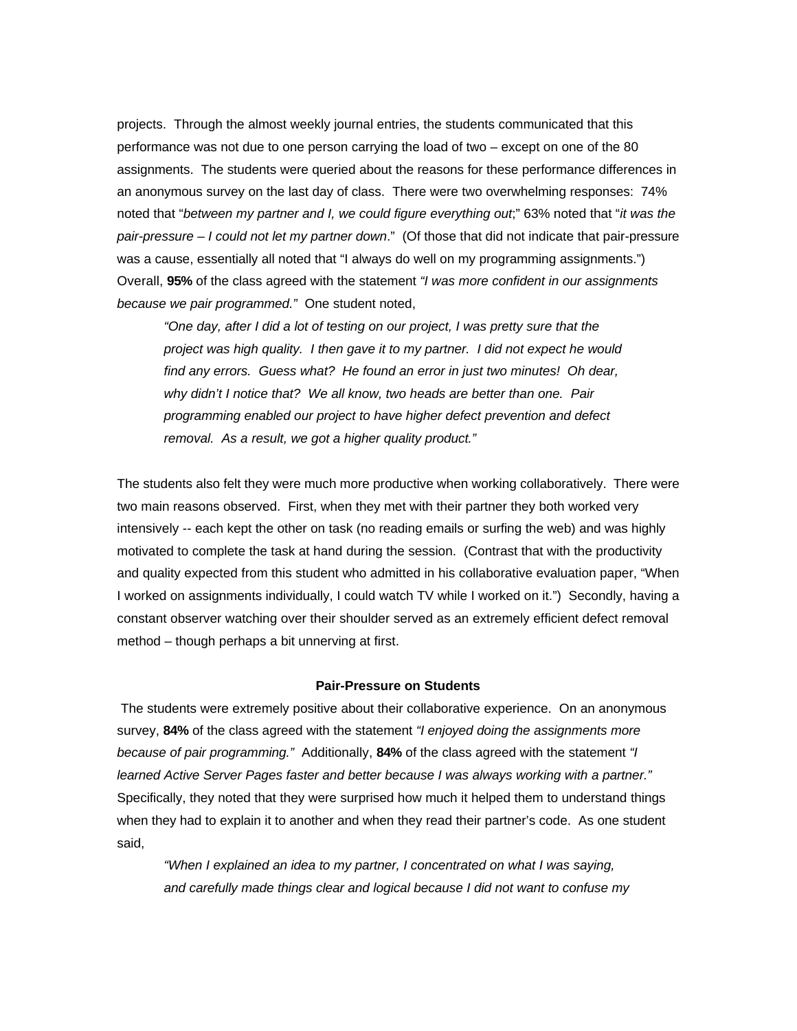projects. Through the almost weekly journal entries, the students communicated that this performance was not due to one person carrying the load of two – except on one of the 80 assignments. The students were queried about the reasons for these performance differences in an anonymous survey on the last day of class. There were two overwhelming responses: 74% noted that "*between my partner and I, we could figure everything out*;" 63% noted that "*it was the pair-pressure – I could not let my partner down*." (Of those that did not indicate that pair-pressure was a cause, essentially all noted that "I always do well on my programming assignments.") Overall, **95%** of the class agreed with the statement *"I was more confident in our assignments because we pair programmed."* One student noted,

> *"One day, after I did a lot of testing on our project, I was pretty sure that the project was high quality. I then gave it to my partner. I did not expect he would find any errors. Guess what? He found an error in just two minutes! Oh dear, why didn't I notice that? We all know, two heads are better than one. Pair programming enabled our project to have higher defect prevention and defect removal. As a result, we got a higher quality product."*

The students also felt they were much more productive when working collaboratively. There were two main reasons observed. First, when they met with their partner they both worked very intensively -- each kept the other on task (no reading emails or surfing the web) and was highly motivated to complete the task at hand during the session. (Contrast that with the productivity and quality expected from this student who admitted in his collaborative evaluation paper, "When I worked on assignments individually, I could watch TV while I worked on it.") Secondly, having a constant observer watching over their shoulder served as an extremely efficient defect removal method – though perhaps a bit unnerving at first.

## Pair-Pressure on Students

The students were extremely positive about their collaborative experience. On an anonymous survey, **84%** of the class agreed with the statement *"I enjoyed doing the assignments more because of pair programming."* Additionally, **84%** of the class agreed with the statement *"I learned Active Server Pages faster and better because I was always working with a partner."* Specifically, they noted that they were surprised how much it helped them to understand things when they had to explain it to another and when they read their partner's code. As one student said,

> *"When I explained an idea to my partner, I concentrated on what I was saying, and carefully made things clear and logical because I did not want to confuse my*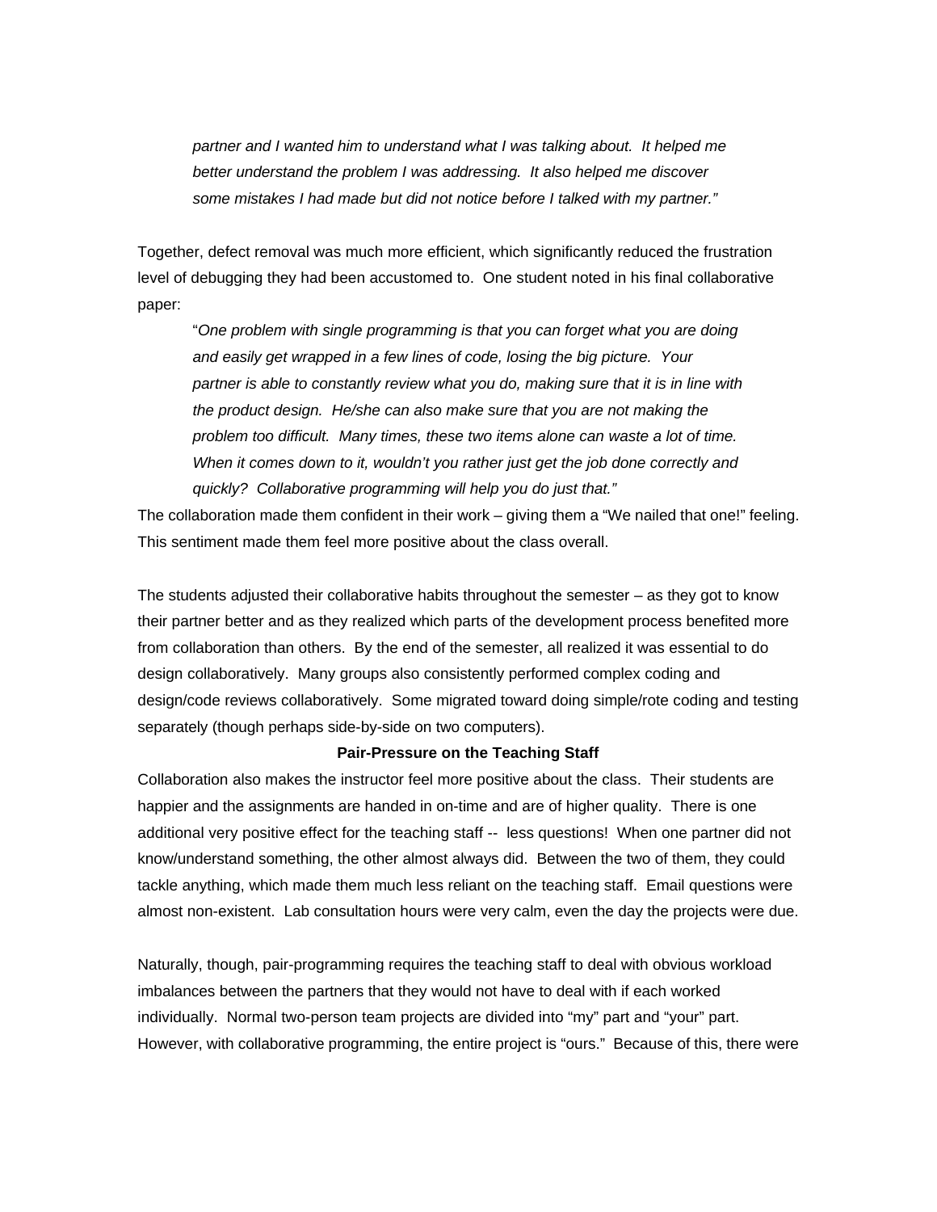*partner and I wanted him to understand what I was talking about. It helped me better understand the problem I was addressing. It also helped me discover some mistakes I had made but did not notice before I talked with my partner."*

Together, defect removal was much more efficient, which significantly reduced the frustration level of debugging they had been accustomed to. One student noted in his final collaborative paper:

> "*One problem with single programming is that you can forget what you are doing and easily get wrapped in a few lines of code, losing the big picture. Your partner is able to constantly review what you do, making sure that it is in line with the product design. He/she can also make sure that you are not making the problem too difficult. Many times, these two items alone can waste a lot of time. When it comes down to it, wouldn't you rather just get the job done correctly and quickly? Collaborative programming will help you do just that."*

The collaboration made them confident in their work – giving them a "We nailed that one!" feeling. This sentiment made them feel more positive about the class overall.

The students adjusted their collaborative habits throughout the semester – as they got to know their partner better and as they realized which parts of the development process benefited more from collaboration than others. By the end of the semester, all realized it was essential to do design collaboratively. Many groups also consistently performed complex coding and design/code reviews collaboratively. Some migrated toward doing simple/rote coding and testing separately (though perhaps side-by-side on two computers).

**Pair-Pressure on the Teaching Staff**

Collaboration also makes the instructor feel more positive about the class. Their students are happier and the assignments are handed in on-time and are of higher quality. There is one additional very positive effect for the teaching staff -- less questions! When one partner did not know/understand something, the other almost always did. Between the two of them, they could tackle anything, which made them much less reliant on the teaching staff. Email questions were almost non-existent. Lab consultation hours were very calm, even the day the projects were due.

Naturally, though, pair-programming requires the teaching staff to deal with obvious workload imbalances between the partners that they would not have to deal with if each worked individually. Normal two-person team projects are divided into "my" part and "your" part. However, with collaborative programming, the entire project is "ours." Because of this, there were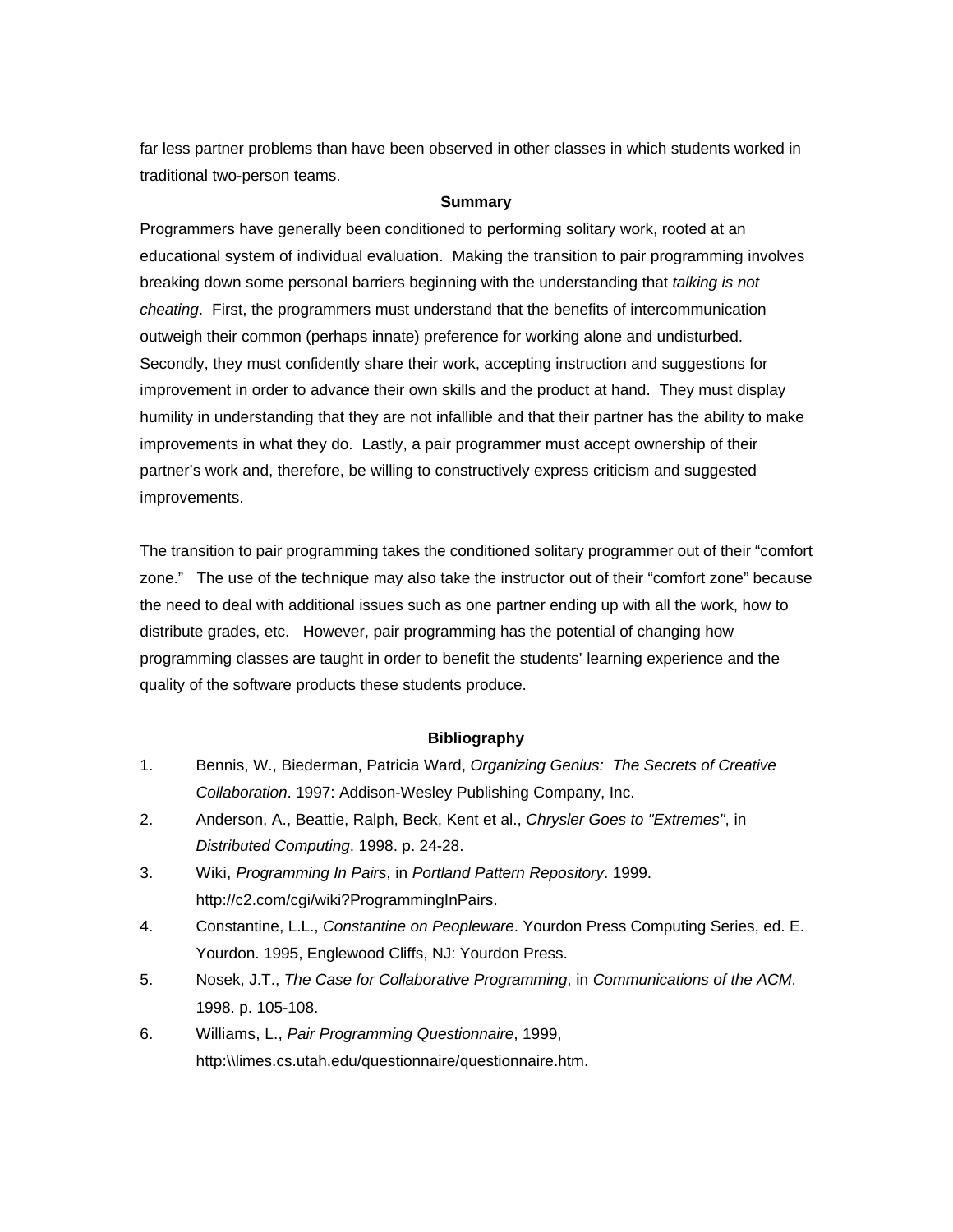far less partner problems than have been observed in other classes in which students worked in traditional two-person teams.

## Summary

Programmers have generally been conditioned to performing solitary work, rooted at an educational system of individual evaluation. Making the transition to pair programming involves breaking down some personal barriers beginning with the understanding that *talking is not cheating*. First, the programmers must understand that the benefits of intercommunication outweigh their common (perhaps innate) preference for working alone and undisturbed. Secondly, they must confidently share their work, accepting instruction and suggestions for improvement in order to advance their own skills and the product at hand. They must display humility in understanding that they are not infallible and that their partner has the ability to make improvements in what they do. Lastly, a pair programmer must accept ownership of their partner's work and, therefore, be willing to constructively express criticism and suggested improvements.

The transition to pair programming takes the conditioned solitary programmer out of their "comfort zone." The use of the technique may also take the instructor out of their "comfort zone" because the need to deal with additional issues such as one partner ending up with all the work, how to distribute grades, etc. However, pair programming has the potential of changing how programming classes are taught in order to benefit the students' learning experience and the quality of the software products these students produce.

## Bibliography

1. Bennis, W., Biederman, Patricia Ward, *Organizing Genius: The Secrets of Creative Collaboration*. 1997: Addison-Wesley Publishing Company, Inc.
2. Anderson, A., Beattie, Ralph, Beck, Kent et al., *Chrysler Goes to "Extremes"*, in *Distributed Computing*. 1998. p. 24-28.
3. Wiki, *Programming In Pairs*, in *Portland Pattern Repository*. 1999. http://c2.com/cgi/wiki?ProgrammingInPairs.
4. Constantine, L.L., *Constantine on Peopleware*. Yourdon Press Computing Series, ed. E. Yourdon. 1995, Englewood Cliffs, NJ: Yourdon Press.
5. Nosek, J.T., *The Case for Collaborative Programming*, in *Communications of the ACM*. 1998. p. 105-108.
6. Williams, L., *Pair Programming Questionnaire*, 1999, http:\\limes.cs.utah.edu/questionnaire/questionnaire.htm.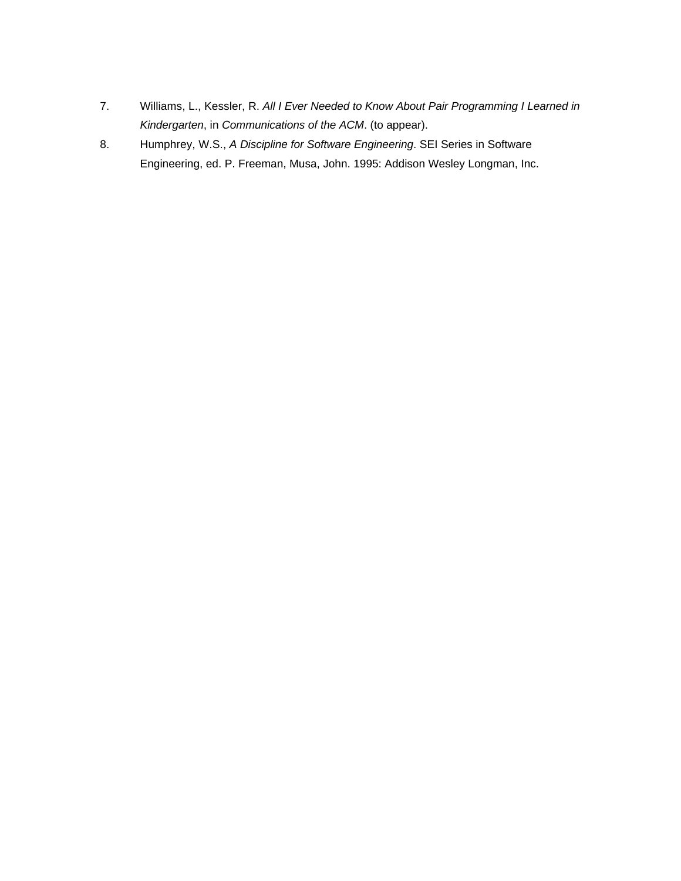7. Williams, L., Kessler, R. *All I Ever Needed to Know About Pair Programming I Learned in Kindergarten*, in *Communications of the ACM*. (to appear).
8. Humphrey, W.S., *A Discipline for Software Engineering*. SEI Series in Software Engineering, ed. P. Freeman, Musa, John. 1995: Addison Wesley Longman, Inc.